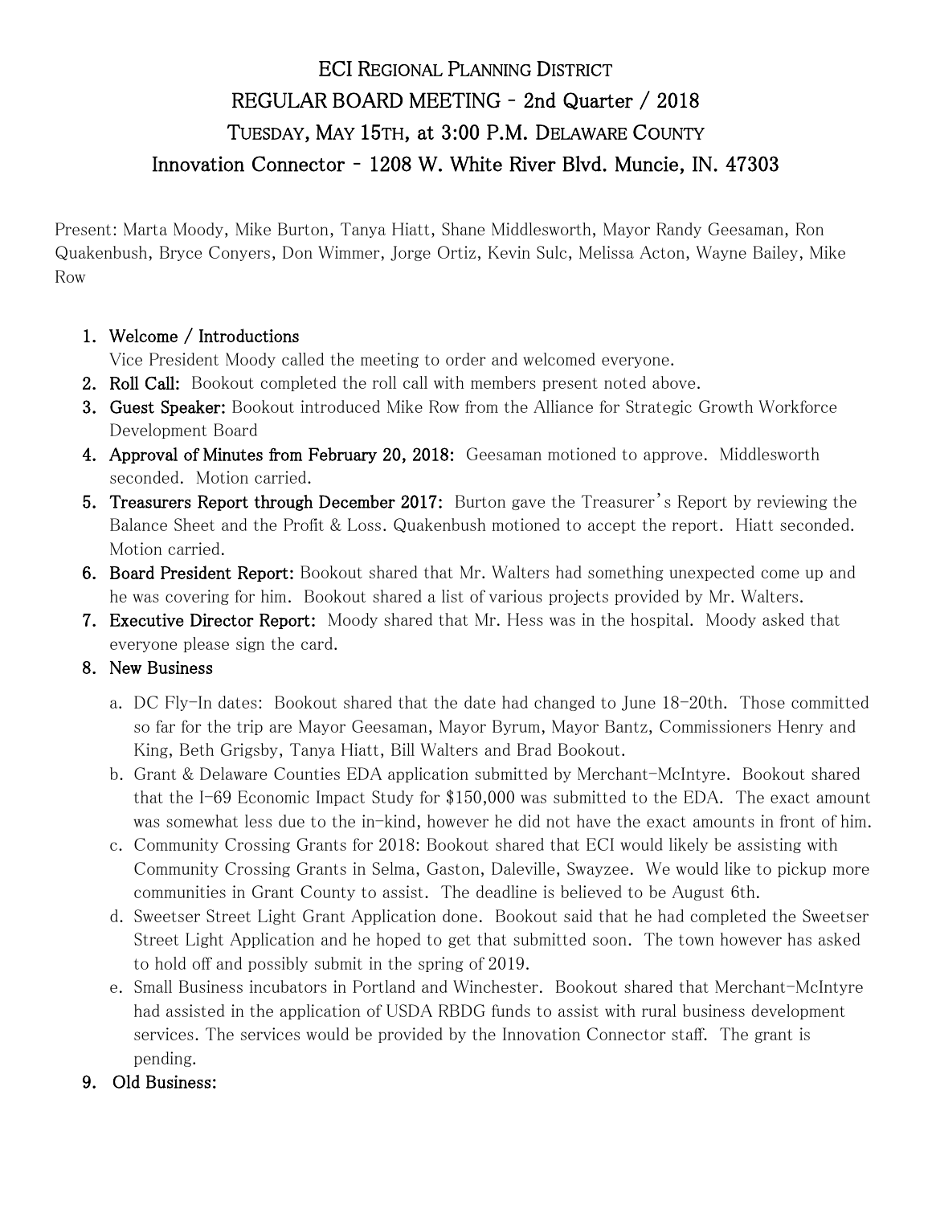# ECI Regional Planning District

## REGULAR BOARD MEETING - 2nd Quarter / 2018

## Tuesday, May 15th, at 3:00 P.M. Delaware County

## Innovation Connector - 1208 W. White River Blvd. Muncie, IN. 47303

Present: Marta Moody, Mike Burton, Tanya Hiatt, Shane Middlesworth, Mayor Randy Geesaman, Ron Quakenbush, Bryce Conyers, Don Wimmer, Jorge Ortiz, Kevin Sulc, Melissa Acton, Wayne Bailey, Mike Row

1. **Welcome / Introductions**
   Vice President Moody called the meeting to order and welcomed everyone.
2. **Roll Call:** Bookout completed the roll call with members present noted above.
3. **Guest Speaker:** Bookout introduced Mike Row from the Alliance for Strategic Growth Workforce Development Board
4. **Approval of Minutes from February 20, 2018:** Geesaman motioned to approve. Middlesworth seconded. Motion carried.
5. **Treasurers Report through December 2017:** Burton gave the Treasurer's Report by reviewing the Balance Sheet and the Profit & Loss. Quakenbush motioned to accept the report. Hiatt seconded. Motion carried.
6. **Board President Report:** Bookout shared that Mr. Walters had something unexpected come up and he was covering for him. Bookout shared a list of various projects provided by Mr. Walters.
7. **Executive Director Report:** Moody shared that Mr. Hess was in the hospital. Moody asked that everyone please sign the card.
8. **New Business**
   a. DC Fly-In dates: Bookout shared that the date had changed to June 18-20th. Those committed so far for the trip are Mayor Geesaman, Mayor Byrum, Mayor Bantz, Commissioners Henry and King, Beth Grigsby, Tanya Hiatt, Bill Walters and Brad Bookout.
   b. Grant & Delaware Counties EDA application submitted by Merchant-McIntyre. Bookout shared that the I-69 Economic Impact Study for $150,000 was submitted to the EDA. The exact amount was somewhat less due to the in-kind, however he did not have the exact amounts in front of him.
   c. Community Crossing Grants for 2018: Bookout shared that ECI would likely be assisting with Community Crossing Grants in Selma, Gaston, Daleville, Swayzee. We would like to pickup more communities in Grant County to assist. The deadline is believed to be August 6th.
   d. Sweetser Street Light Grant Application done. Bookout said that he had completed the Sweetser Street Light Application and he hoped to get that submitted soon. The town however has asked to hold off and possibly submit in the spring of 2019.
   e. Small Business incubators in Portland and Winchester. Bookout shared that Merchant-McIntyre had assisted in the application of USDA RBDG funds to assist with rural business development services. The services would be provided by the Innovation Connector staff. The grant is pending.
9. **Old Business:**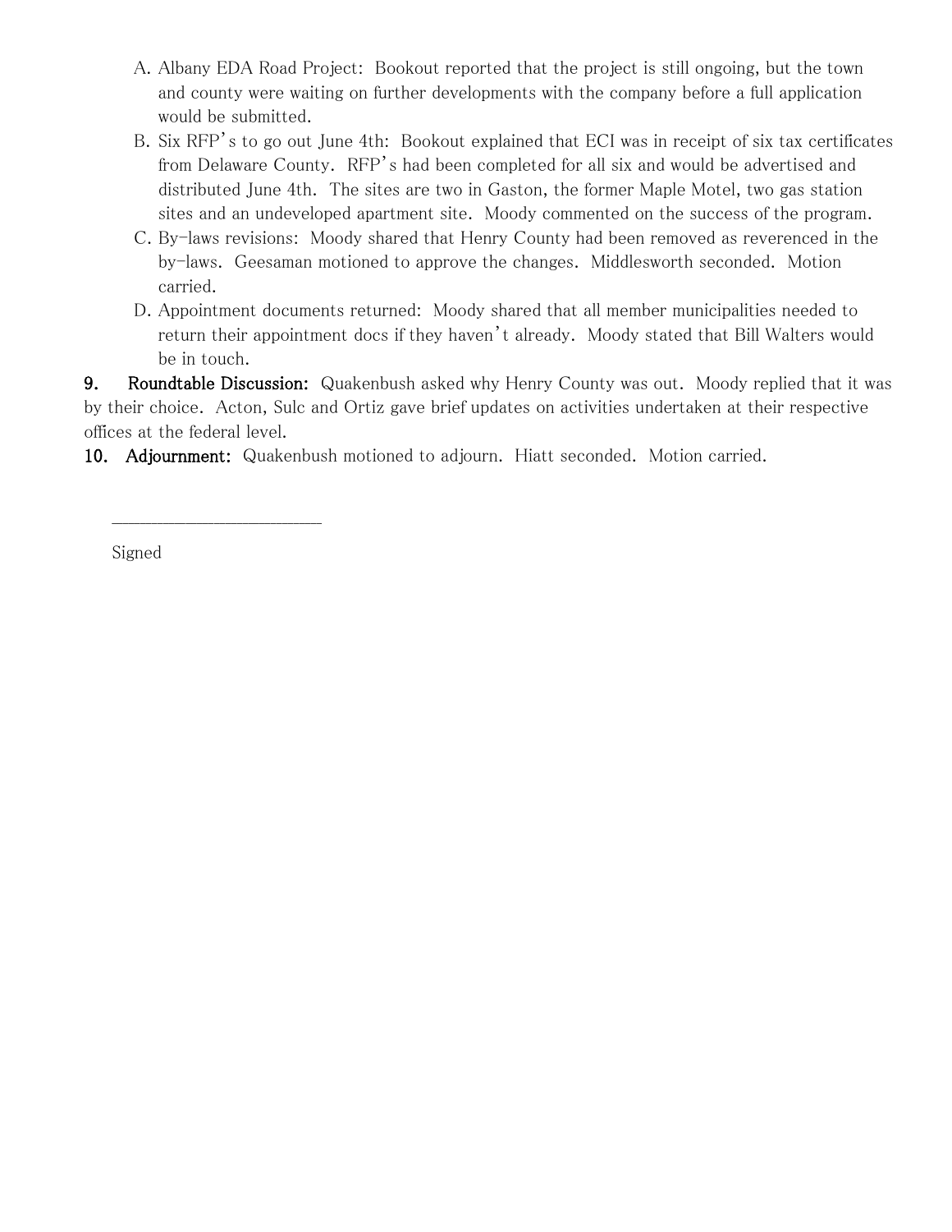A. Albany EDA Road Project: Bookout reported that the project is still ongoing, but the town and county were waiting on further developments with the company before a full application would be submitted.

B. Six RFP's to go out June 4th: Bookout explained that ECI was in receipt of six tax certificates from Delaware County. RFP's had been completed for all six and would be advertised and distributed June 4th. The sites are two in Gaston, the former Maple Motel, two gas station sites and an undeveloped apartment site. Moody commented on the success of the program.

C. By-laws revisions: Moody shared that Henry County had been removed as reverenced in the by-laws. Geesaman motioned to approve the changes. Middlesworth seconded. Motion carried.

D. Appointment documents returned: Moody shared that all member municipalities needed to return their appointment docs if they haven't already. Moody stated that Bill Walters would be in touch.

**9. Roundtable Discussion:** Quakenbush asked why Henry County was out. Moody replied that it was by their choice. Acton, Sulc and Ortiz gave brief updates on activities undertaken at their respective offices at the federal level.

**10. Adjournment:** Quakenbush motioned to adjourn. Hiatt seconded. Motion carried.

\_\_\_\_\_\_\_\_\_\_\_\_\_\_\_\_\_\_\_\_\_\_\_\_\_\_

Signed